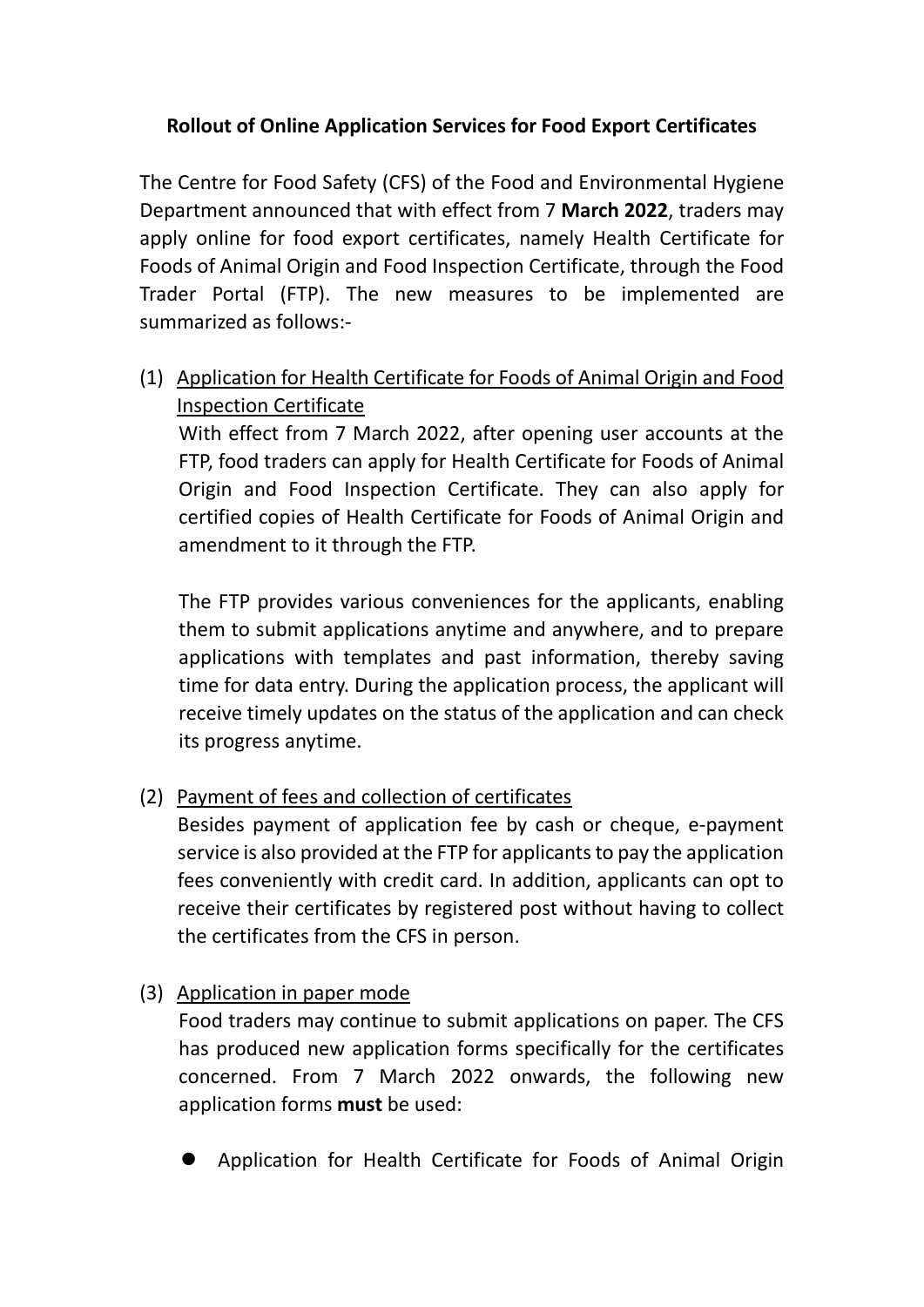# Rollout of Online Application Services for Food Export Certificates

The Centre for Food Safety (CFS) of the Food and Environmental Hygiene Department announced that with effect from 7 **March 2022**, traders may apply online for food export certificates, namely Health Certificate for Foods of Animal Origin and Food Inspection Certificate, through the Food Trader Portal (FTP). The new measures to be implemented are summarized as follows:-

(1) <u>Application for Health Certificate for Foods of Animal Origin and Food Inspection Certificate</u>

With effect from 7 March 2022, after opening user accounts at the FTP, food traders can apply for Health Certificate for Foods of Animal Origin and Food Inspection Certificate. They can also apply for certified copies of Health Certificate for Foods of Animal Origin and amendment to it through the FTP.

The FTP provides various conveniences for the applicants, enabling them to submit applications anytime and anywhere, and to prepare applications with templates and past information, thereby saving time for data entry. During the application process, the applicant will receive timely updates on the status of the application and can check its progress anytime.

(2) <u>Payment of fees and collection of certificates</u>

Besides payment of application fee by cash or cheque, e-payment service is also provided at the FTP for applicants to pay the application fees conveniently with credit card. In addition, applicants can opt to receive their certificates by registered post without having to collect the certificates from the CFS in person.

(3) <u>Application in paper mode</u>

Food traders may continue to submit applications on paper. The CFS has produced new application forms specifically for the certificates concerned. From 7 March 2022 onwards, the following new application forms **must** be used:

- Application for Health Certificate for Foods of Animal Origin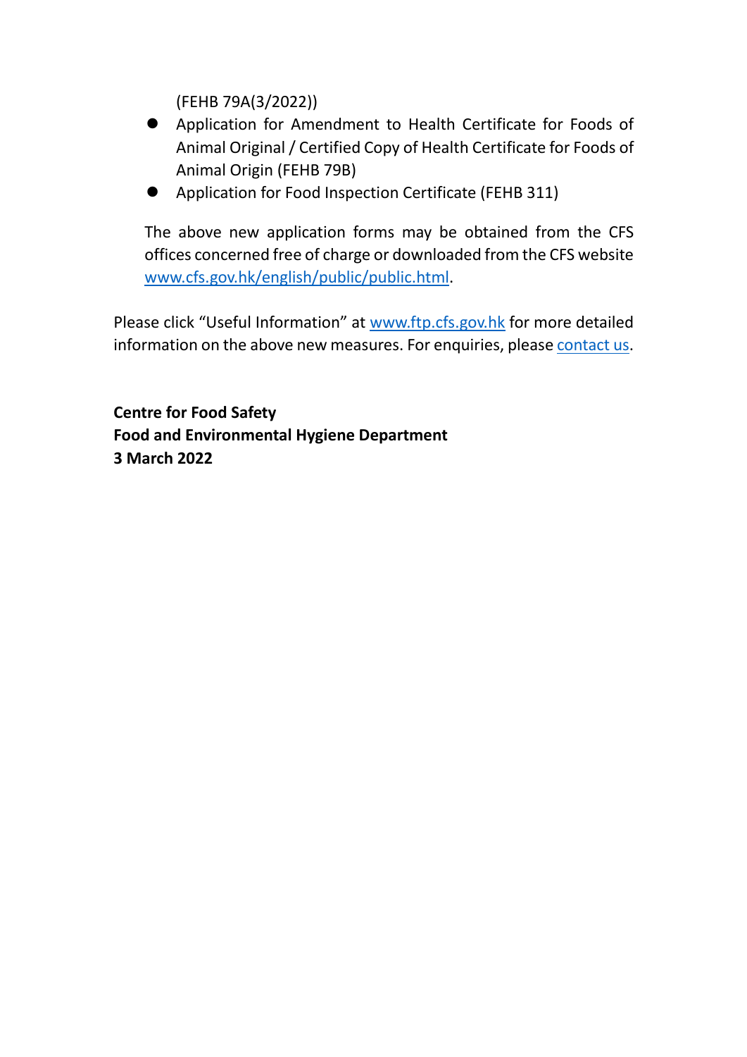(FEHB 79A(3/2022))

- Application for Amendment to Health Certificate for Foods of Animal Original / Certified Copy of Health Certificate for Foods of Animal Origin (FEHB 79B)
- Application for Food Inspection Certificate (FEHB 311)

The above new application forms may be obtained from the CFS offices concerned free of charge or downloaded from the CFS website www.cfs.gov.hk/english/public/public.html.

Please click "Useful Information" at www.ftp.cfs.gov.hk for more detailed information on the above new measures. For enquiries, please contact us.

**Centre for Food Safety**
**Food and Environmental Hygiene Department**
**3 March 2022**